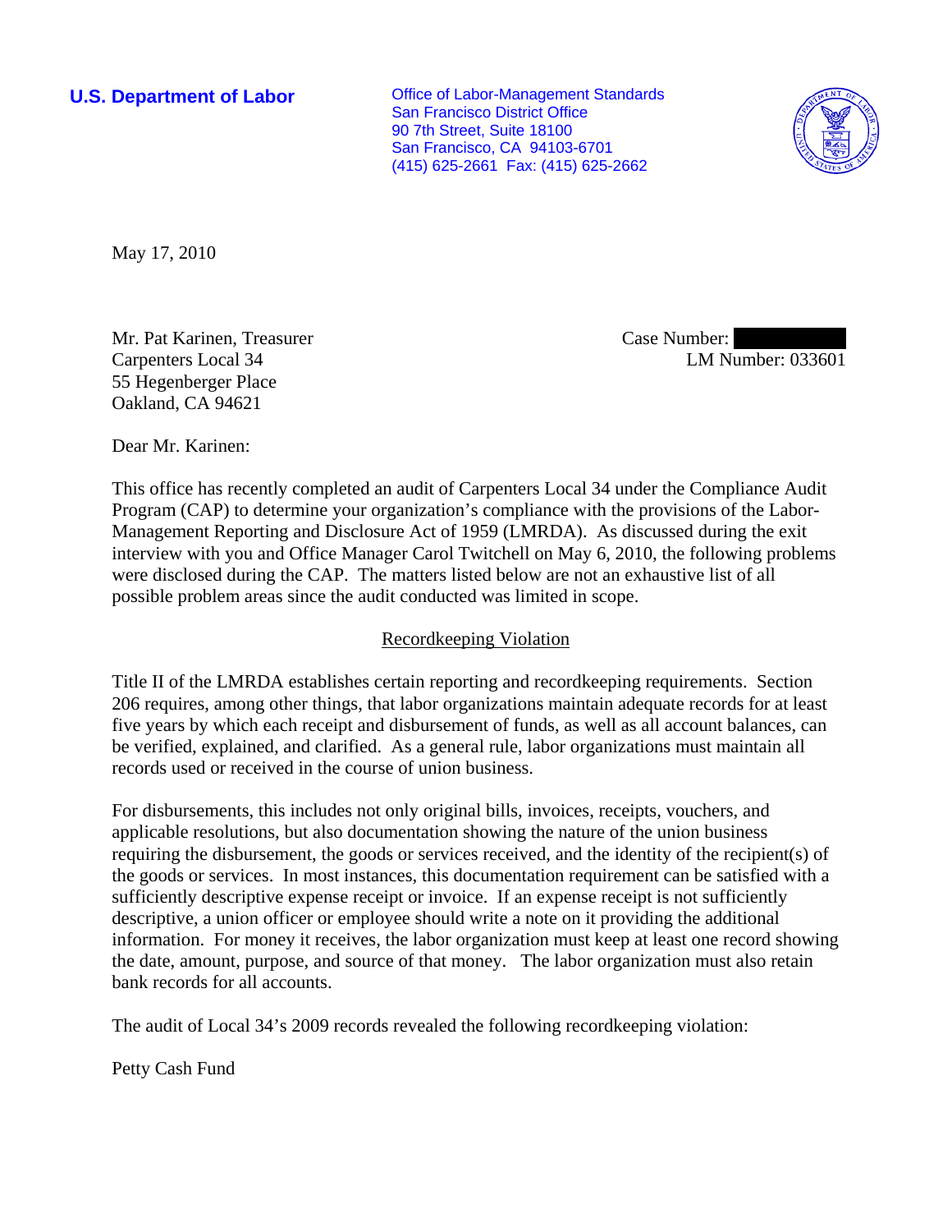**U.S. Department of Labor**

Office of Labor-Management Standards
San Francisco District Office
90 7th Street, Suite 18100
San Francisco, CA 94103-6701
(415) 625-2661 Fax: (415) 625-2662

May 17, 2010

Mr. Pat Karinen, Treasurer
Carpenters Local 34
55 Hegenberger Place
Oakland, CA 94621

Case Number: 
LM Number: 033601

Dear Mr. Karinen:

This office has recently completed an audit of Carpenters Local 34 under the Compliance Audit Program (CAP) to determine your organization's compliance with the provisions of the Labor-Management Reporting and Disclosure Act of 1959 (LMRDA). As discussed during the exit interview with you and Office Manager Carol Twitchell on May 6, 2010, the following problems were disclosed during the CAP. The matters listed below are not an exhaustive list of all possible problem areas since the audit conducted was limited in scope.

## Recordkeeping Violation

Title II of the LMRDA establishes certain reporting and recordkeeping requirements. Section 206 requires, among other things, that labor organizations maintain adequate records for at least five years by which each receipt and disbursement of funds, as well as all account balances, can be verified, explained, and clarified. As a general rule, labor organizations must maintain all records used or received in the course of union business.

For disbursements, this includes not only original bills, invoices, receipts, vouchers, and applicable resolutions, but also documentation showing the nature of the union business requiring the disbursement, the goods or services received, and the identity of the recipient(s) of the goods or services. In most instances, this documentation requirement can be satisfied with a sufficiently descriptive expense receipt or invoice. If an expense receipt is not sufficiently descriptive, a union officer or employee should write a note on it providing the additional information. For money it receives, the labor organization must keep at least one record showing the date, amount, purpose, and source of that money. The labor organization must also retain bank records for all accounts.

The audit of Local 34's 2009 records revealed the following recordkeeping violation:

Petty Cash Fund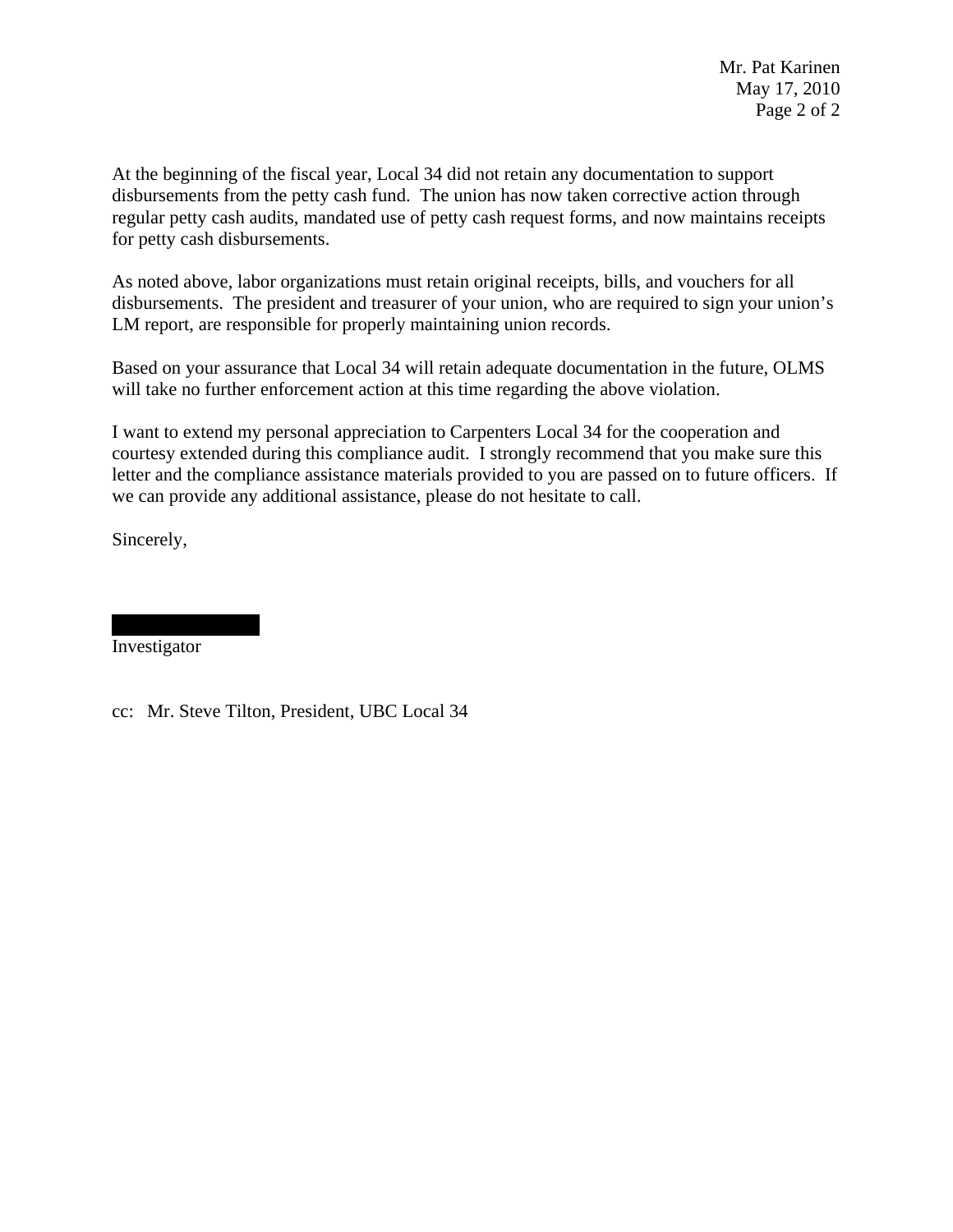At the beginning of the fiscal year, Local 34 did not retain any documentation to support disbursements from the petty cash fund. The union has now taken corrective action through regular petty cash audits, mandated use of petty cash request forms, and now maintains receipts for petty cash disbursements.

As noted above, labor organizations must retain original receipts, bills, and vouchers for all disbursements. The president and treasurer of your union, who are required to sign your union's LM report, are responsible for properly maintaining union records.

Based on your assurance that Local 34 will retain adequate documentation in the future, OLMS will take no further enforcement action at this time regarding the above violation.

I want to extend my personal appreciation to Carpenters Local 34 for the cooperation and courtesy extended during this compliance audit. I strongly recommend that you make sure this letter and the compliance assistance materials provided to you are passed on to future officers. If we can provide any additional assistance, please do not hesitate to call.

Sincerely,

Investigator

cc: Mr. Steve Tilton, President, UBC Local 34